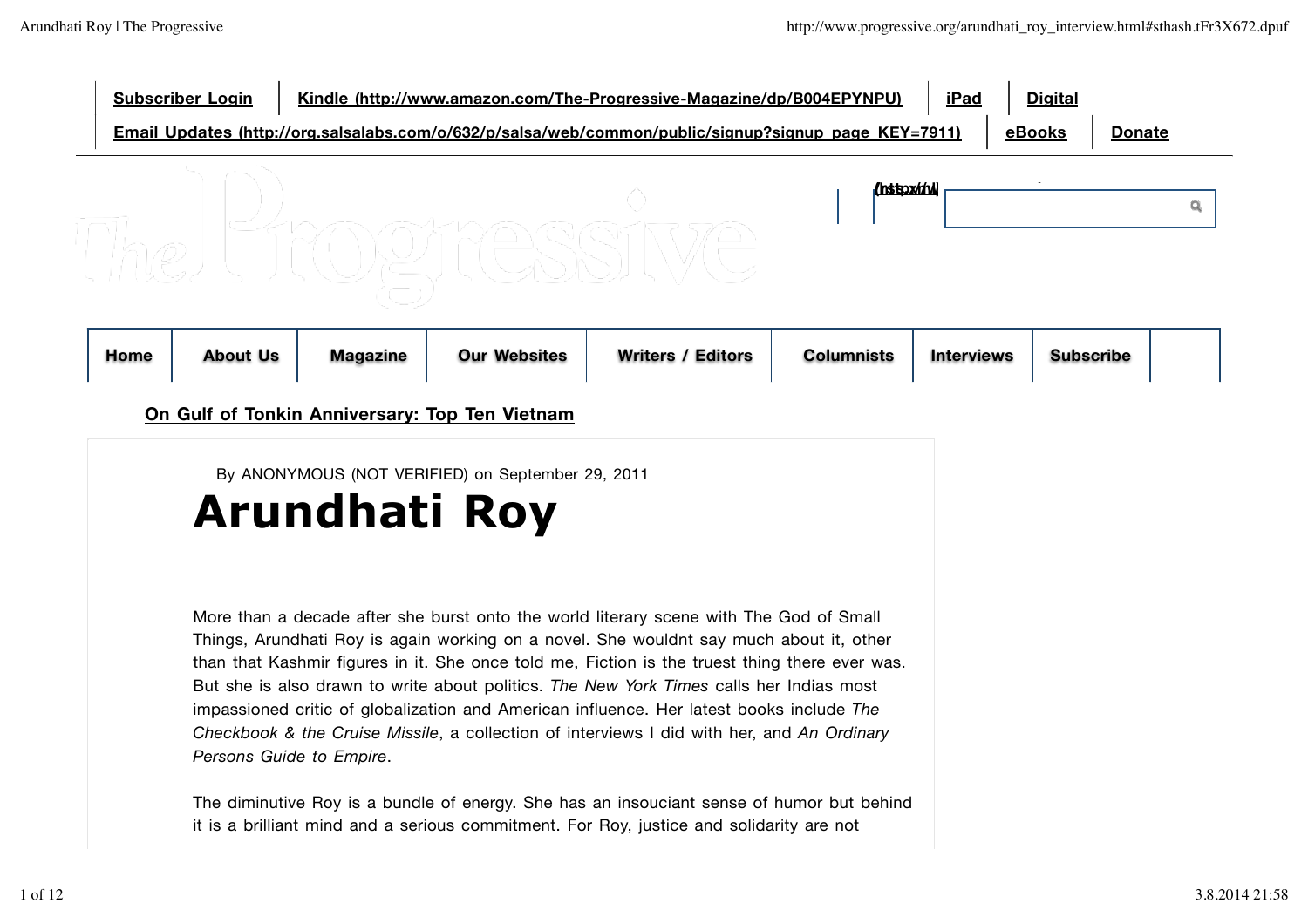**Subscriber Login** | **Kindle (http://www.amazon.com/The-Progressive-Magazine/dp/B004EPYNPU)** | **iPad** | **Digital**

**Email Updates (http://org.salsalabs.com/o/632/p/salsa/web/common/public/signup?signup_page_KEY=7911)** | **eBooks** | **Donate**

**Home** | **About Us** | **Magazine** | **Our Websites** | **Writers / Editors** | **Columnists** | **Interviews** | **Subscribe**

**On Gulf of Tonkin Anniversary: Top Ten Vietnam**

By ANONYMOUS (NOT VERIFIED) on September 29, 2011

# Arundhati Roy

More than a decade after she burst onto the world literary scene with The God of Small Things, Arundhati Roy is again working on a novel. She wouldnt say much about it, other than that Kashmir figures in it. She once told me, Fiction is the truest thing there ever was. But she is also drawn to write about politics. *The New York Times* calls her Indias most impassioned critic of globalization and American influence. Her latest books include *The Checkbook & the Cruise Missile*, a collection of interviews I did with her, and *An Ordinary Persons Guide to Empire*.

The diminutive Roy is a bundle of energy. She has an insouciant sense of humor but behind it is a brilliant mind and a serious commitment. For Roy, justice and solidarity are not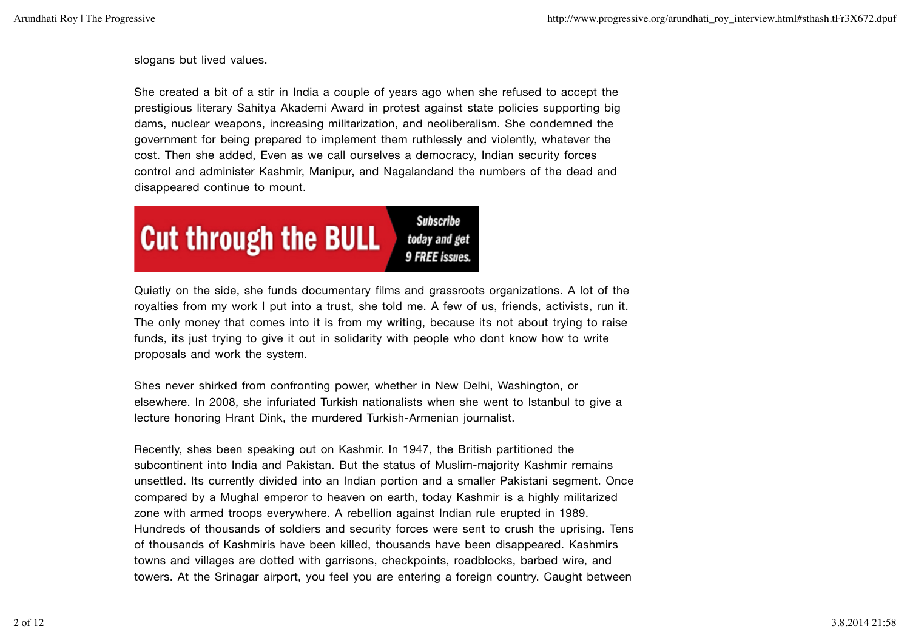slogans but lived values.

She created a bit of a stir in India a couple of years ago when she refused to accept the prestigious literary Sahitya Akademi Award in protest against state policies supporting big dams, nuclear weapons, increasing militarization, and neoliberalism. She condemned the government for being prepared to implement them ruthlessly and violently, whatever the cost. Then she added, Even as we call ourselves a democracy, Indian security forces control and administer Kashmir, Manipur, and Nagalandand the numbers of the dead and disappeared continue to mount.

Cut through the BULL Subscribe today and get 9 FREE issues.

Quietly on the side, she funds documentary films and grassroots organizations. A lot of the royalties from my work I put into a trust, she told me. A few of us, friends, activists, run it. The only money that comes into it is from my writing, because its not about trying to raise funds, its just trying to give it out in solidarity with people who dont know how to write proposals and work the system.

Shes never shirked from confronting power, whether in New Delhi, Washington, or elsewhere. In 2008, she infuriated Turkish nationalists when she went to Istanbul to give a lecture honoring Hrant Dink, the murdered Turkish-Armenian journalist.

Recently, shes been speaking out on Kashmir. In 1947, the British partitioned the subcontinent into India and Pakistan. But the status of Muslim-majority Kashmir remains unsettled. Its currently divided into an Indian portion and a smaller Pakistani segment. Once compared by a Mughal emperor to heaven on earth, today Kashmir is a highly militarized zone with armed troops everywhere. A rebellion against Indian rule erupted in 1989. Hundreds of thousands of soldiers and security forces were sent to crush the uprising. Tens of thousands of Kashmiris have been killed, thousands have been disappeared. Kashmirs towns and villages are dotted with garrisons, checkpoints, roadblocks, barbed wire, and towers. At the Srinagar airport, you feel you are entering a foreign country. Caught between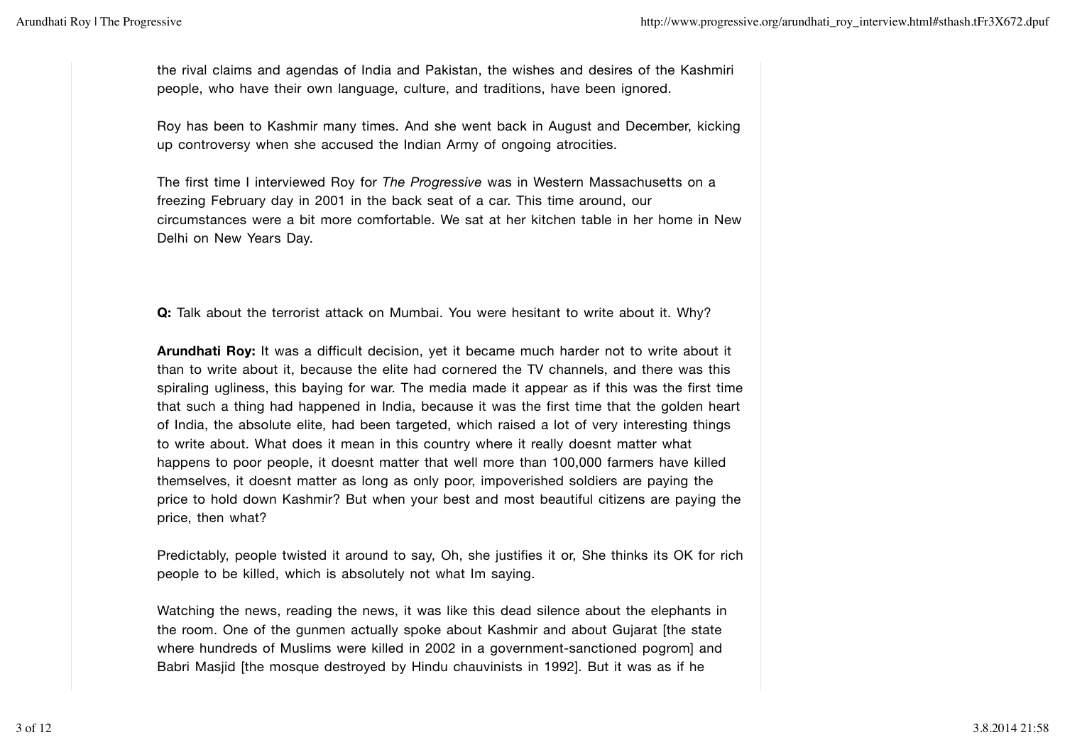the rival claims and agendas of India and Pakistan, the wishes and desires of the Kashmiri people, who have their own language, culture, and traditions, have been ignored.

Roy has been to Kashmir many times. And she went back in August and December, kicking up controversy when she accused the Indian Army of ongoing atrocities.

The first time I interviewed Roy for *The Progressive* was in Western Massachusetts on a freezing February day in 2001 in the back seat of a car. This time around, our circumstances were a bit more comfortable. We sat at her kitchen table in her home in New Delhi on New Years Day.

**Q:** Talk about the terrorist attack on Mumbai. You were hesitant to write about it. Why?

**Arundhati Roy:** It was a difficult decision, yet it became much harder not to write about it than to write about it, because the elite had cornered the TV channels, and there was this spiraling ugliness, this baying for war. The media made it appear as if this was the first time that such a thing had happened in India, because it was the first time that the golden heart of India, the absolute elite, had been targeted, which raised a lot of very interesting things to write about. What does it mean in this country where it really doesnt matter what happens to poor people, it doesnt matter that well more than 100,000 farmers have killed themselves, it doesnt matter as long as only poor, impoverished soldiers are paying the price to hold down Kashmir? But when your best and most beautiful citizens are paying the price, then what?

Predictably, people twisted it around to say, Oh, she justifies it or, She thinks its OK for rich people to be killed, which is absolutely not what Im saying.

Watching the news, reading the news, it was like this dead silence about the elephants in the room. One of the gunmen actually spoke about Kashmir and about Gujarat [the state where hundreds of Muslims were killed in 2002 in a government-sanctioned pogrom] and Babri Masjid [the mosque destroyed by Hindu chauvinists in 1992]. But it was as if he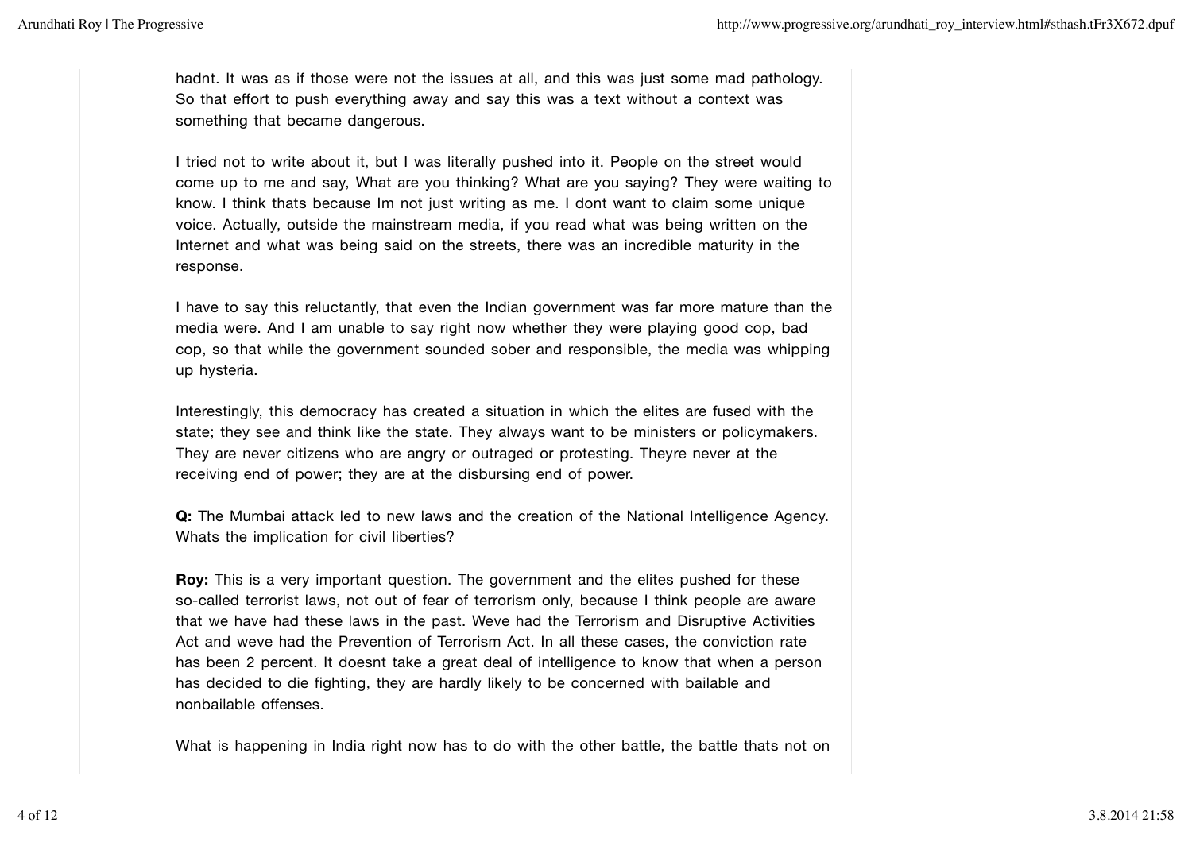hadnt. It was as if those were not the issues at all, and this was just some mad pathology. So that effort to push everything away and say this was a text without a context was something that became dangerous.

I tried not to write about it, but I was literally pushed into it. People on the street would come up to me and say, What are you thinking? What are you saying? They were waiting to know. I think thats because Im not just writing as me. I dont want to claim some unique voice. Actually, outside the mainstream media, if you read what was being written on the Internet and what was being said on the streets, there was an incredible maturity in the response.

I have to say this reluctantly, that even the Indian government was far more mature than the media were. And I am unable to say right now whether they were playing good cop, bad cop, so that while the government sounded sober and responsible, the media was whipping up hysteria.

Interestingly, this democracy has created a situation in which the elites are fused with the state; they see and think like the state. They always want to be ministers or policymakers. They are never citizens who are angry or outraged or protesting. Theyre never at the receiving end of power; they are at the disbursing end of power.

**Q:** The Mumbai attack led to new laws and the creation of the National Intelligence Agency. Whats the implication for civil liberties?

**Roy:** This is a very important question. The government and the elites pushed for these so-called terrorist laws, not out of fear of terrorism only, because I think people are aware that we have had these laws in the past. Weve had the Terrorism and Disruptive Activities Act and weve had the Prevention of Terrorism Act. In all these cases, the conviction rate has been 2 percent. It doesnt take a great deal of intelligence to know that when a person has decided to die fighting, they are hardly likely to be concerned with bailable and nonbailable offenses.

What is happening in India right now has to do with the other battle, the battle thats not on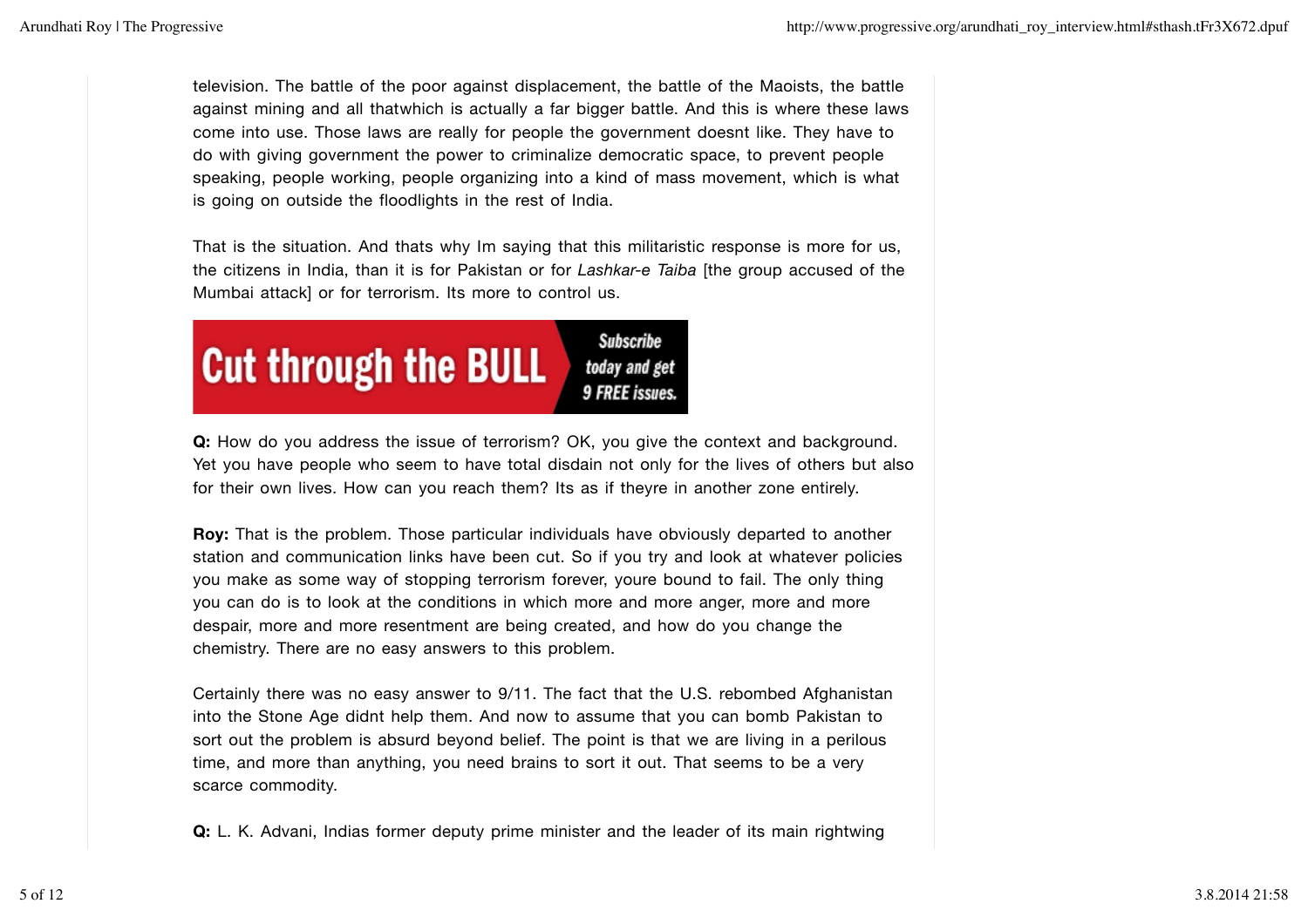television. The battle of the poor against displacement, the battle of the Maoists, the battle against mining and all thatwhich is actually a far bigger battle. And this is where these laws come into use. Those laws are really for people the government doesnt like. They have to do with giving government the power to criminalize democratic space, to prevent people speaking, people working, people organizing into a kind of mass movement, which is what is going on outside the floodlights in the rest of India.

That is the situation. And thats why Im saying that this militaristic response is more for us, the citizens in India, than it is for Pakistan or for *Lashkar-e Taiba* [the group accused of the Mumbai attack] or for terrorism. Its more to control us.

Cut through the BULL — Subscribe today and get 9 FREE issues.

**Q:** How do you address the issue of terrorism? OK, you give the context and background. Yet you have people who seem to have total disdain not only for the lives of others but also for their own lives. How can you reach them? Its as if theyre in another zone entirely.

**Roy:** That is the problem. Those particular individuals have obviously departed to another station and communication links have been cut. So if you try and look at whatever policies you make as some way of stopping terrorism forever, youre bound to fail. The only thing you can do is to look at the conditions in which more and more anger, more and more despair, more and more resentment are being created, and how do you change the chemistry. There are no easy answers to this problem.

Certainly there was no easy answer to 9/11. The fact that the U.S. rebombed Afghanistan into the Stone Age didnt help them. And now to assume that you can bomb Pakistan to sort out the problem is absurd beyond belief. The point is that we are living in a perilous time, and more than anything, you need brains to sort it out. That seems to be a very scarce commodity.

**Q:** L. K. Advani, Indias former deputy prime minister and the leader of its main rightwing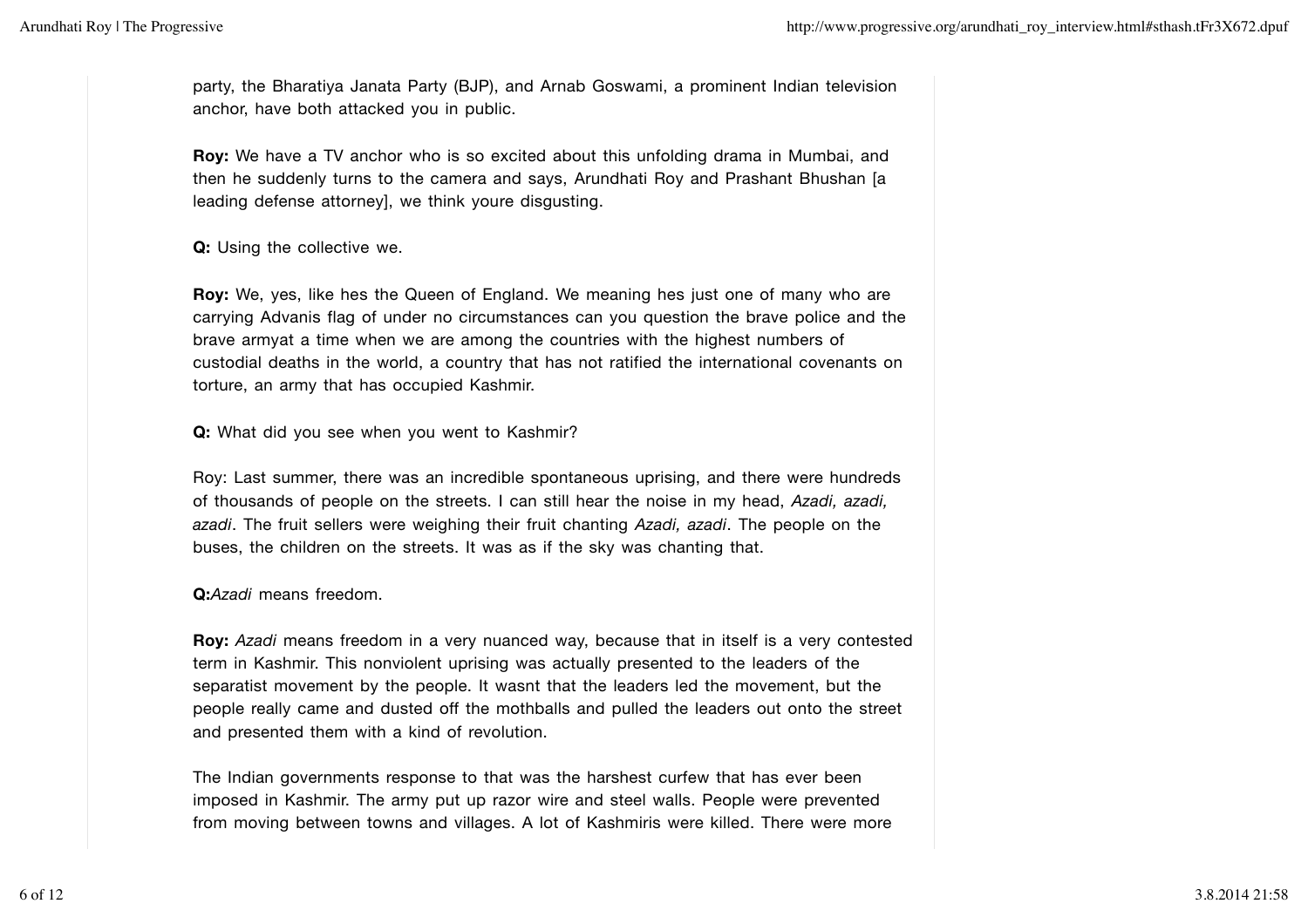party, the Bharatiya Janata Party (BJP), and Arnab Goswami, a prominent Indian television anchor, have both attacked you in public.

**Roy:** We have a TV anchor who is so excited about this unfolding drama in Mumbai, and then he suddenly turns to the camera and says, Arundhati Roy and Prashant Bhushan [a leading defense attorney], we think youre disgusting.

**Q:** Using the collective we.

**Roy:** We, yes, like hes the Queen of England. We meaning hes just one of many who are carrying Advanis flag of under no circumstances can you question the brave police and the brave armyat a time when we are among the countries with the highest numbers of custodial deaths in the world, a country that has not ratified the international covenants on torture, an army that has occupied Kashmir.

**Q:** What did you see when you went to Kashmir?

Roy: Last summer, there was an incredible spontaneous uprising, and there were hundreds of thousands of people on the streets. I can still hear the noise in my head, *Azadi, azadi, azadi*. The fruit sellers were weighing their fruit chanting *Azadi, azadi*. The people on the buses, the children on the streets. It was as if the sky was chanting that.

**Q:***Azadi* means freedom.

**Roy:** *Azadi* means freedom in a very nuanced way, because that in itself is a very contested term in Kashmir. This nonviolent uprising was actually presented to the leaders of the separatist movement by the people. It wasnt that the leaders led the movement, but the people really came and dusted off the mothballs and pulled the leaders out onto the street and presented them with a kind of revolution.

The Indian governments response to that was the harshest curfew that has ever been imposed in Kashmir. The army put up razor wire and steel walls. People were prevented from moving between towns and villages. A lot of Kashmiris were killed. There were more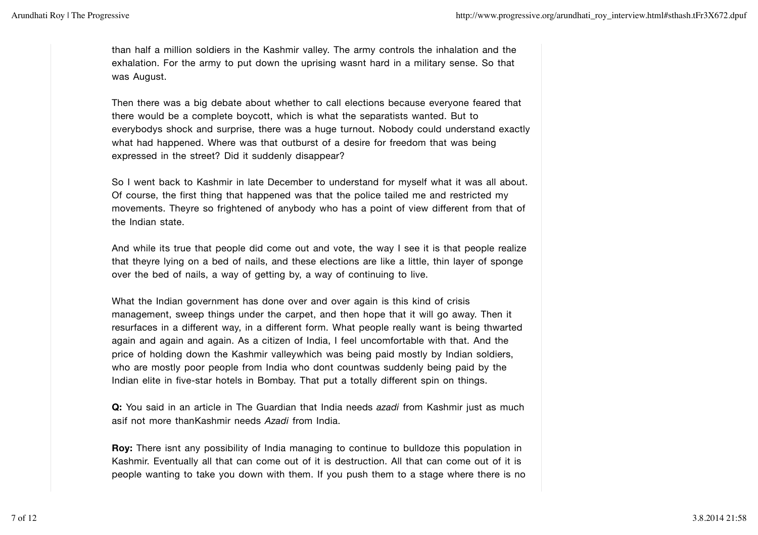than half a million soldiers in the Kashmir valley. The army controls the inhalation and the exhalation. For the army to put down the uprising wasnt hard in a military sense. So that was August.

Then there was a big debate about whether to call elections because everyone feared that there would be a complete boycott, which is what the separatists wanted. But to everybodys shock and surprise, there was a huge turnout. Nobody could understand exactly what had happened. Where was that outburst of a desire for freedom that was being expressed in the street? Did it suddenly disappear?

So I went back to Kashmir in late December to understand for myself what it was all about. Of course, the first thing that happened was that the police tailed me and restricted my movements. Theyre so frightened of anybody who has a point of view different from that of the Indian state.

And while its true that people did come out and vote, the way I see it is that people realize that theyre lying on a bed of nails, and these elections are like a little, thin layer of sponge over the bed of nails, a way of getting by, a way of continuing to live.

What the Indian government has done over and over again is this kind of crisis management, sweep things under the carpet, and then hope that it will go away. Then it resurfaces in a different way, in a different form. What people really want is being thwarted again and again and again. As a citizen of India, I feel uncomfortable with that. And the price of holding down the Kashmir valleywhich was being paid mostly by Indian soldiers, who are mostly poor people from India who dont countwas suddenly being paid by the Indian elite in five-star hotels in Bombay. That put a totally different spin on things.

**Q:** You said in an article in The Guardian that India needs *azadi* from Kashmir just as much asif not more thanKashmir needs *Azadi* from India.

**Roy:** There isnt any possibility of India managing to continue to bulldoze this population in Kashmir. Eventually all that can come out of it is destruction. All that can come out of it is people wanting to take you down with them. If you push them to a stage where there is no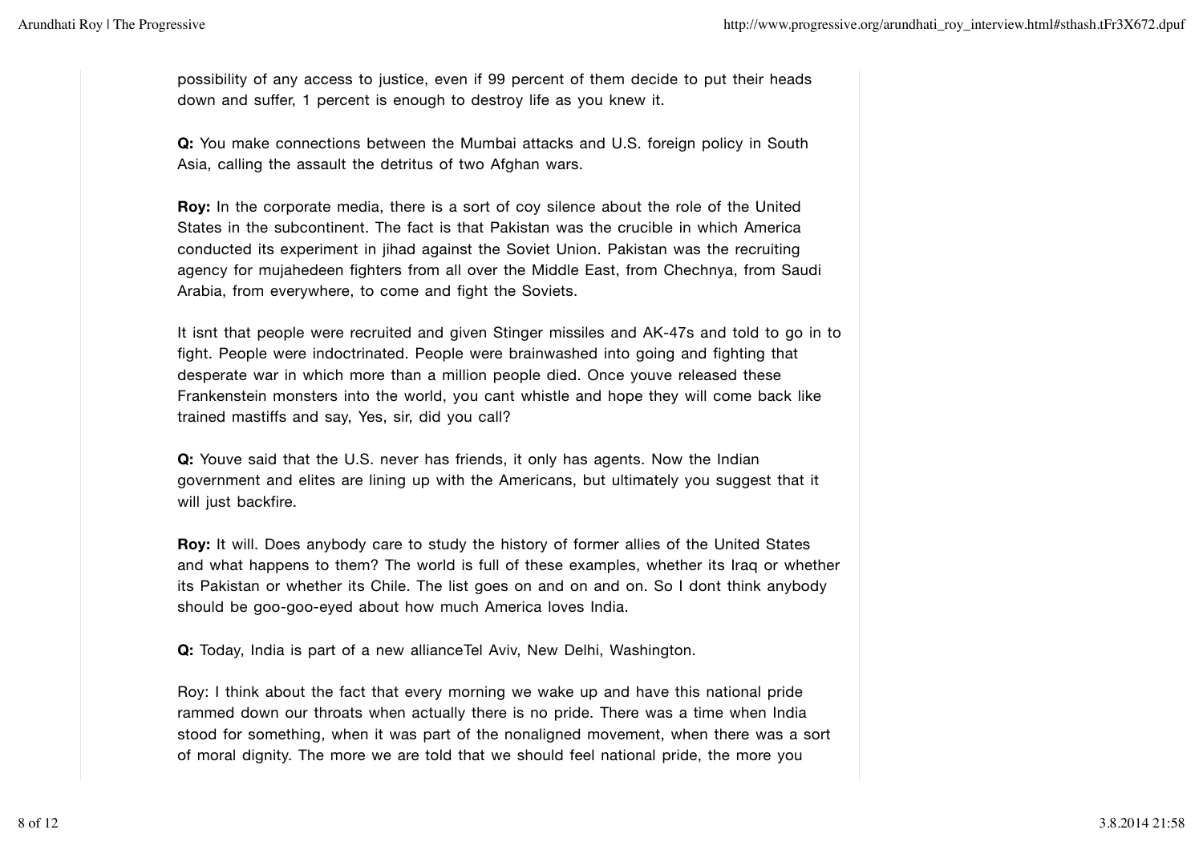possibility of any access to justice, even if 99 percent of them decide to put their heads down and suffer, 1 percent is enough to destroy life as you knew it.

**Q:** You make connections between the Mumbai attacks and U.S. foreign policy in South Asia, calling the assault the detritus of two Afghan wars.

**Roy:** In the corporate media, there is a sort of coy silence about the role of the United States in the subcontinent. The fact is that Pakistan was the crucible in which America conducted its experiment in jihad against the Soviet Union. Pakistan was the recruiting agency for mujahedeen fighters from all over the Middle East, from Chechnya, from Saudi Arabia, from everywhere, to come and fight the Soviets.

It isnt that people were recruited and given Stinger missiles and AK-47s and told to go in to fight. People were indoctrinated. People were brainwashed into going and fighting that desperate war in which more than a million people died. Once youve released these Frankenstein monsters into the world, you cant whistle and hope they will come back like trained mastiffs and say, Yes, sir, did you call?

**Q:** Youve said that the U.S. never has friends, it only has agents. Now the Indian government and elites are lining up with the Americans, but ultimately you suggest that it will just backfire.

**Roy:** It will. Does anybody care to study the history of former allies of the United States and what happens to them? The world is full of these examples, whether its Iraq or whether its Pakistan or whether its Chile. The list goes on and on and on. So I dont think anybody should be goo-goo-eyed about how much America loves India.

**Q:** Today, India is part of a new allianceTel Aviv, New Delhi, Washington.

Roy: I think about the fact that every morning we wake up and have this national pride rammed down our throats when actually there is no pride. There was a time when India stood for something, when it was part of the nonaligned movement, when there was a sort of moral dignity. The more we are told that we should feel national pride, the more you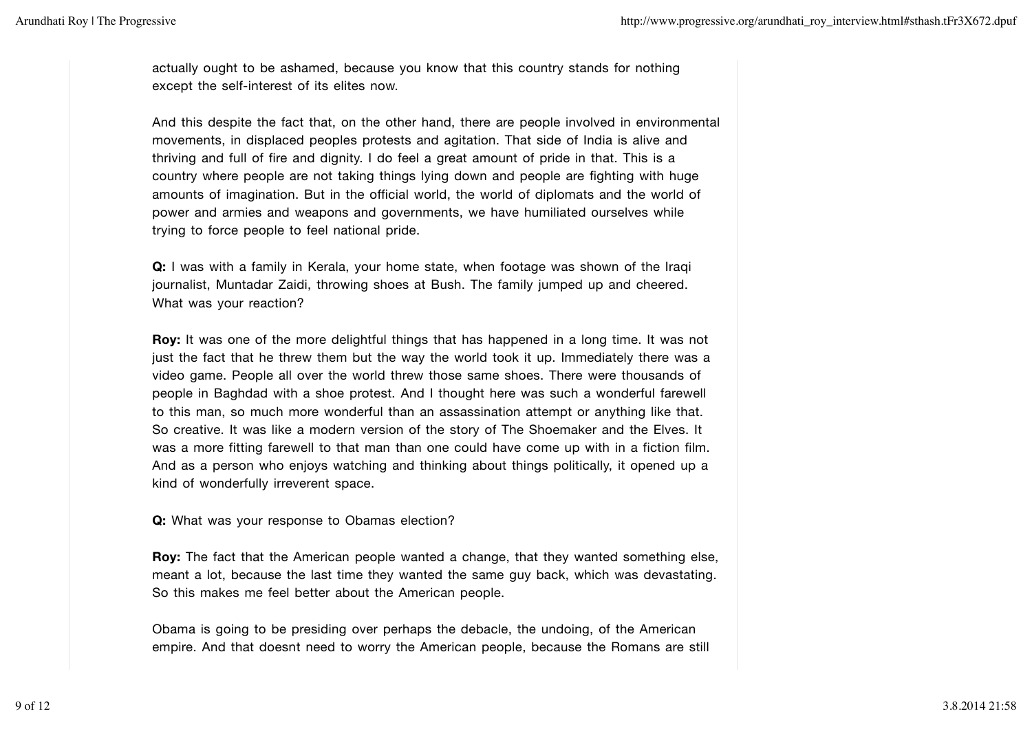actually ought to be ashamed, because you know that this country stands for nothing except the self-interest of its elites now.

And this despite the fact that, on the other hand, there are people involved in environmental movements, in displaced peoples protests and agitation. That side of India is alive and thriving and full of fire and dignity. I do feel a great amount of pride in that. This is a country where people are not taking things lying down and people are fighting with huge amounts of imagination. But in the official world, the world of diplomats and the world of power and armies and weapons and governments, we have humiliated ourselves while trying to force people to feel national pride.

**Q:** I was with a family in Kerala, your home state, when footage was shown of the Iraqi journalist, Muntadar Zaidi, throwing shoes at Bush. The family jumped up and cheered. What was your reaction?

**Roy:** It was one of the more delightful things that has happened in a long time. It was not just the fact that he threw them but the way the world took it up. Immediately there was a video game. People all over the world threw those same shoes. There were thousands of people in Baghdad with a shoe protest. And I thought here was such a wonderful farewell to this man, so much more wonderful than an assassination attempt or anything like that. So creative. It was like a modern version of the story of The Shoemaker and the Elves. It was a more fitting farewell to that man than one could have come up with in a fiction film. And as a person who enjoys watching and thinking about things politically, it opened up a kind of wonderfully irreverent space.

**Q:** What was your response to Obamas election?

**Roy:** The fact that the American people wanted a change, that they wanted something else, meant a lot, because the last time they wanted the same guy back, which was devastating. So this makes me feel better about the American people.

Obama is going to be presiding over perhaps the debacle, the undoing, of the American empire. And that doesnt need to worry the American people, because the Romans are still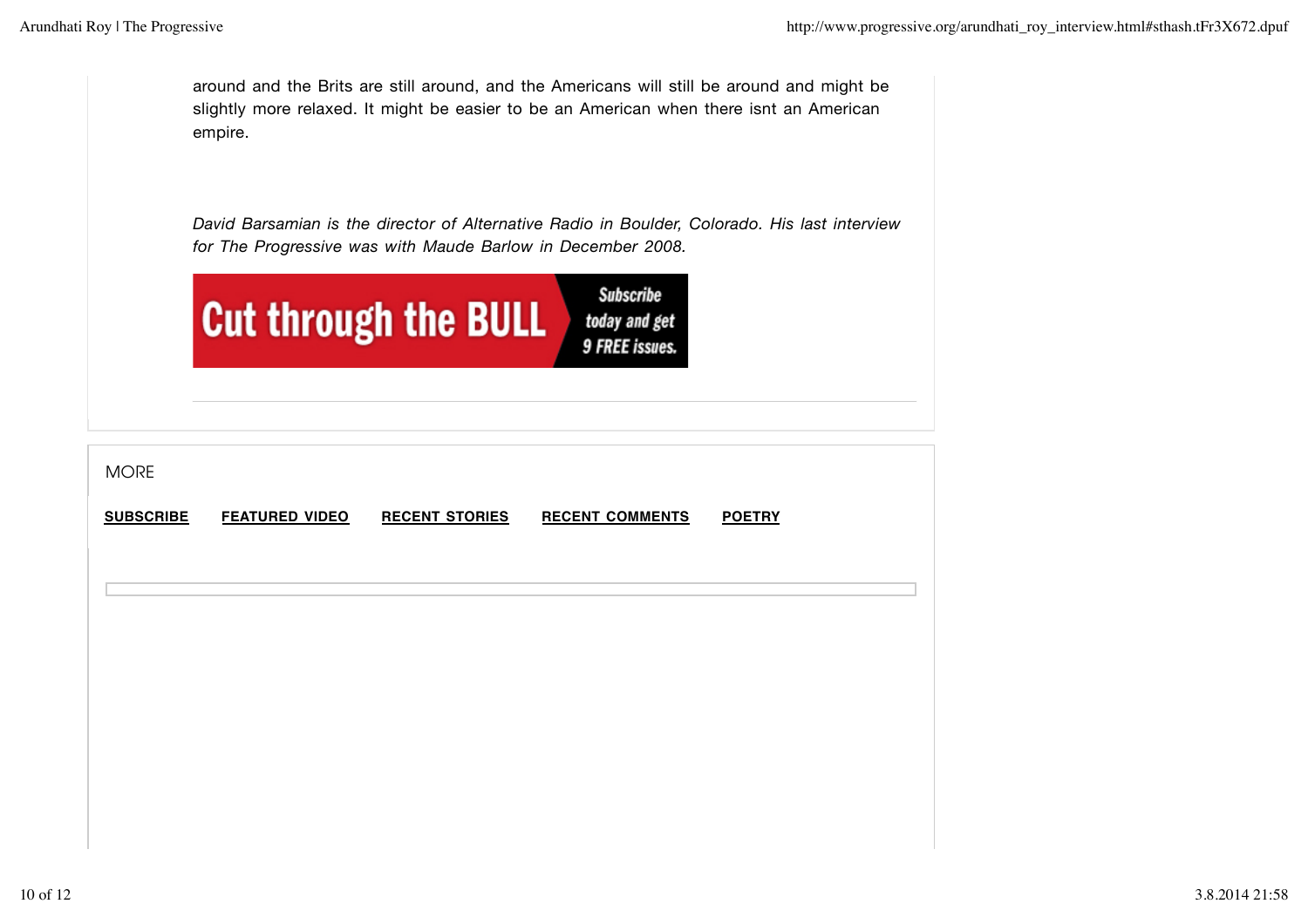around and the Brits are still around, and the Americans will still be around and might be slightly more relaxed. It might be easier to be an American when there isnt an American empire.

*David Barsamian is the director of Alternative Radio in Boulder, Colorado. His last interview for The Progressive was with Maude Barlow in December 2008.*

Cut through the BULL | Subscribe today and get 9 FREE issues.

MORE

**SUBSCRIBE** **FEATURED VIDEO** **RECENT STORIES** **RECENT COMMENTS** **POETRY**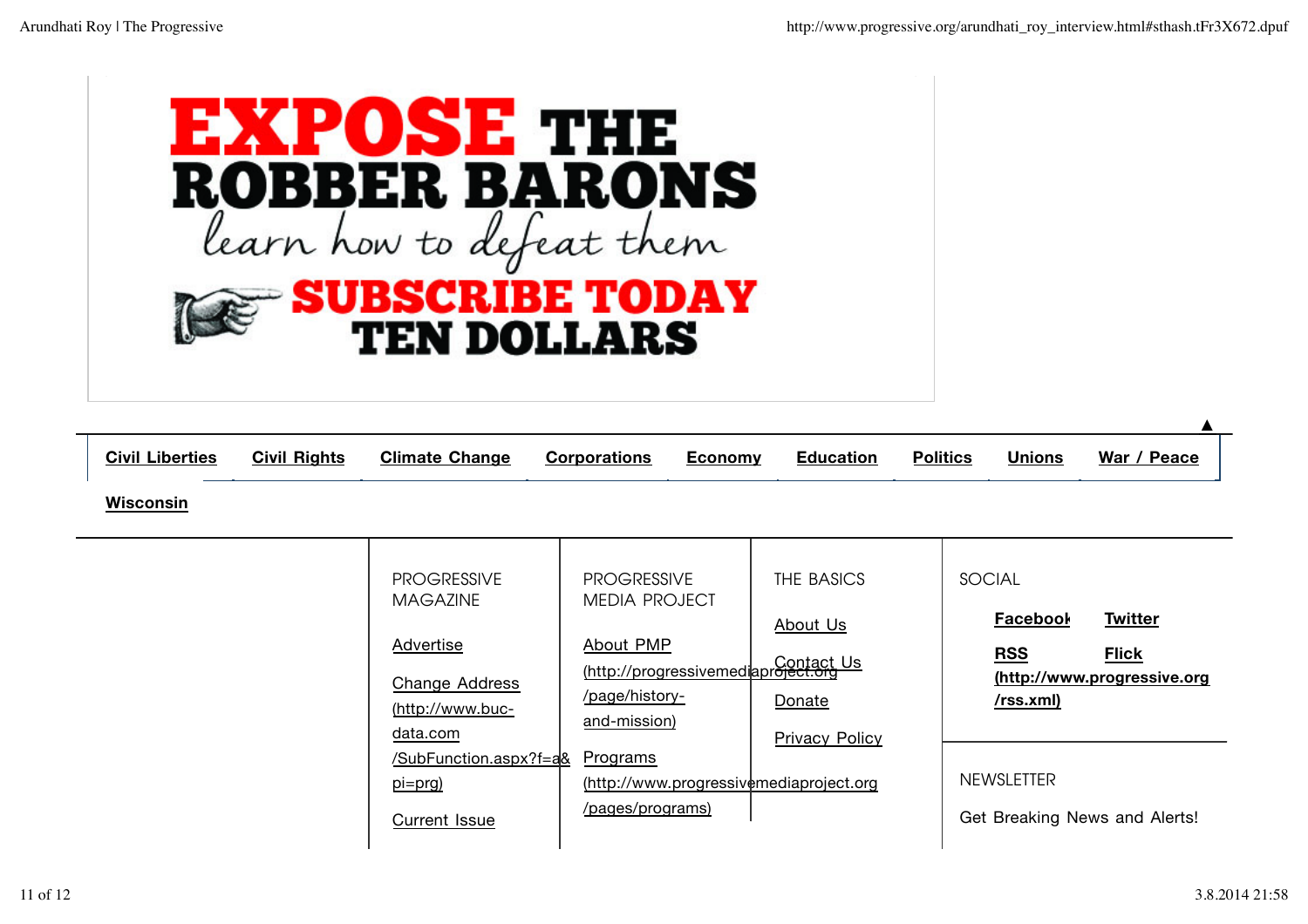EXPOSE THE ROBBER BARONS

learn how to defeat them

SUBSCRIBE TODAY TEN DOLLARS

**Civil Liberties** **Civil Rights** **Climate Change** **Corporations** **Economy** **Education** **Politics** **Unions** **War / Peace** **Wisconsin**

PROGRESSIVE MAGAZINE

Advertise

Change Address (http://www.buc-data.com/SubFunction.aspx?f=a&pi=prg)

Current Issue

PROGRESSIVE MEDIA PROJECT

About PMP (http://progressivemediaproject.org/page/history-and-mission)

Programs (http://www.progressivemediaproject.org/pages/programs)

THE BASICS

About Us

Contact Us

Donate

Privacy Policy

SOCIAL

**Facebook** **Twitter**

**RSS (http://www.progressive.org/rss.xml)** **Flick**

NEWSLETTER

Get Breaking News and Alerts!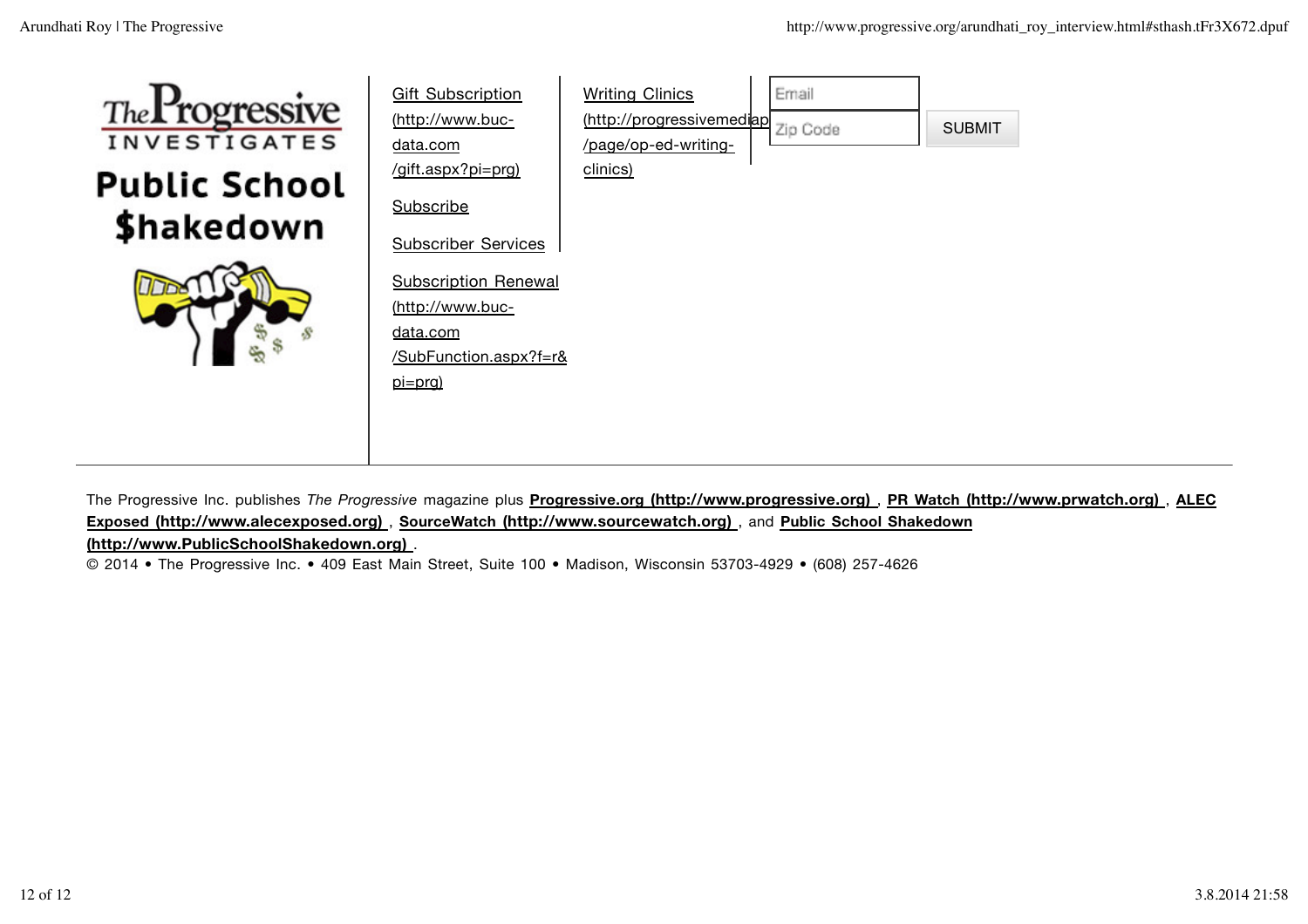The Progressive INVESTIGATES

Public School $hakedown

Gift Subscription (http://www.buc-data.com/gift.aspx?pi=prg)

Subscribe

Subscriber Services

Subscription Renewal (http://www.buc-data.com/SubFunction.aspx?f=r&pi=prg)

Writing Clinics (http://progressivemediap/page/op-ed-writing-clinics)

Email

Zip Code

SUBMIT

---

The Progressive Inc. publishes *The Progressive* magazine plus **Progressive.org (http://www.progressive.org)** , **PR Watch (http://www.prwatch.org)** , **ALEC Exposed (http://www.alecexposed.org)** , **SourceWatch (http://www.sourcewatch.org)** , and **Public School Shakedown (http://www.PublicSchoolShakedown.org)** .

© 2014 • The Progressive Inc. • 409 East Main Street, Suite 100 • Madison, Wisconsin 53703-4929 • (608) 257-4626